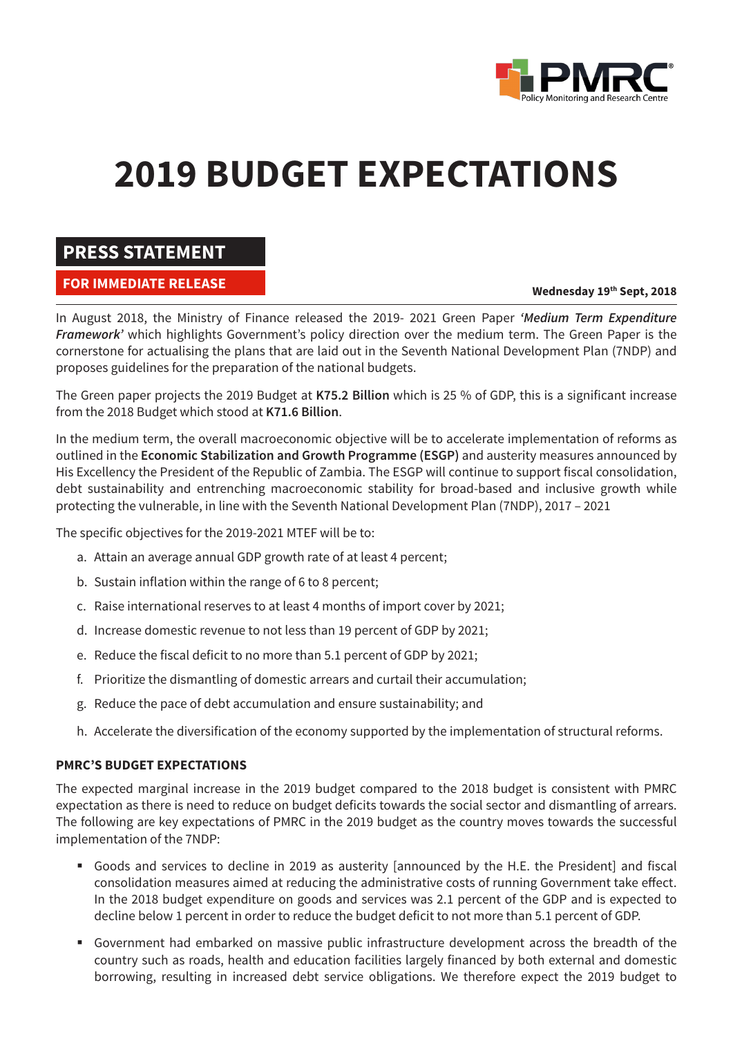# 2019 BUDGET EXPECTATIONS

## PRESS STATEMENT

**FOR IMMEDIATE RELEASE**

**Wednesday 19th Sept, 2018**

In August 2018, the Ministry of Finance released the 2019- 2021 Green Paper ***'Medium Term Expenditure Framework'*** which highlights Government's policy direction over the medium term. The Green Paper is the cornerstone for actualising the plans that are laid out in the Seventh National Development Plan (7NDP) and proposes guidelines for the preparation of the national budgets.

The Green paper projects the 2019 Budget at **K75.2 Billion** which is 25 % of GDP, this is a significant increase from the 2018 Budget which stood at **K71.6 Billion**.

In the medium term, the overall macroeconomic objective will be to accelerate implementation of reforms as outlined in the **Economic Stabilization and Growth Programme (ESGP)** and austerity measures announced by His Excellency the President of the Republic of Zambia. The ESGP will continue to support fiscal consolidation, debt sustainability and entrenching macroeconomic stability for broad-based and inclusive growth while protecting the vulnerable, in line with the Seventh National Development Plan (7NDP), 2017 – 2021

The specific objectives for the 2019-2021 MTEF will be to:

a. Attain an average annual GDP growth rate of at least 4 percent;

b. Sustain inflation within the range of 6 to 8 percent;

c. Raise international reserves to at least 4 months of import cover by 2021;

d. Increase domestic revenue to not less than 19 percent of GDP by 2021;

e. Reduce the fiscal deficit to no more than 5.1 percent of GDP by 2021;

f. Prioritize the dismantling of domestic arrears and curtail their accumulation;

g. Reduce the pace of debt accumulation and ensure sustainability; and

h. Accelerate the diversification of the economy supported by the implementation of structural reforms.

### PMRC'S BUDGET EXPECTATIONS

The expected marginal increase in the 2019 budget compared to the 2018 budget is consistent with PMRC expectation as there is need to reduce on budget deficits towards the social sector and dismantling of arrears. The following are key expectations of PMRC in the 2019 budget as the country moves towards the successful implementation of the 7NDP:

- Goods and services to decline in 2019 as austerity [announced by the H.E. the President] and fiscal consolidation measures aimed at reducing the administrative costs of running Government take effect. In the 2018 budget expenditure on goods and services was 2.1 percent of the GDP and is expected to decline below 1 percent in order to reduce the budget deficit to not more than 5.1 percent of GDP.
- Government had embarked on massive public infrastructure development across the breadth of the country such as roads, health and education facilities largely financed by both external and domestic borrowing, resulting in increased debt service obligations. We therefore expect the 2019 budget to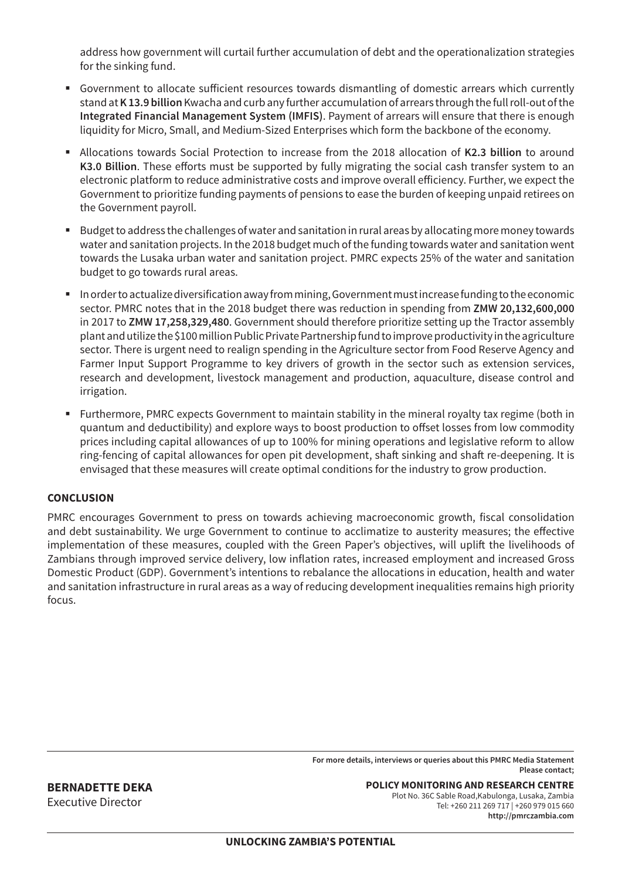address how government will curtail further accumulation of debt and the operationalization strategies for the sinking fund.

- Government to allocate sufficient resources towards dismantling of domestic arrears which currently stand at **K 13.9 billion** Kwacha and curb any further accumulation of arrears through the full roll-out of the **Integrated Financial Management System (IMFIS)**. Payment of arrears will ensure that there is enough liquidity for Micro, Small, and Medium-Sized Enterprises which form the backbone of the economy.
- Allocations towards Social Protection to increase from the 2018 allocation of **K2.3 billion** to around **K3.0 Billion**. These efforts must be supported by fully migrating the social cash transfer system to an electronic platform to reduce administrative costs and improve overall efficiency. Further, we expect the Government to prioritize funding payments of pensions to ease the burden of keeping unpaid retirees on the Government payroll.
- Budget to address the challenges of water and sanitation in rural areas by allocating more money towards water and sanitation projects. In the 2018 budget much of the funding towards water and sanitation went towards the Lusaka urban water and sanitation project. PMRC expects 25% of the water and sanitation budget to go towards rural areas.
- In order to actualize diversification away from mining, Government must increase funding to the economic sector. PMRC notes that in the 2018 budget there was reduction in spending from **ZMW 20,132,600,000** in 2017 to **ZMW 17,258,329,480**. Government should therefore prioritize setting up the Tractor assembly plant and utilize the $100 million Public Private Partnership fund to improve productivity in the agriculture sector. There is urgent need to realign spending in the Agriculture sector from Food Reserve Agency and Farmer Input Support Programme to key drivers of growth in the sector such as extension services, research and development, livestock management and production, aquaculture, disease control and irrigation.
- Furthermore, PMRC expects Government to maintain stability in the mineral royalty tax regime (both in quantum and deductibility) and explore ways to boost production to offset losses from low commodity prices including capital allowances of up to 100% for mining operations and legislative reform to allow ring-fencing of capital allowances for open pit development, shaft sinking and shaft re-deepening. It is envisaged that these measures will create optimal conditions for the industry to grow production.

**CONCLUSION**

PMRC encourages Government to press on towards achieving macroeconomic growth, fiscal consolidation and debt sustainability. We urge Government to continue to acclimatize to austerity measures; the effective implementation of these measures, coupled with the Green Paper's objectives, will uplift the livelihoods of Zambians through improved service delivery, low inflation rates, increased employment and increased Gross Domestic Product (GDP). Government's intentions to rebalance the allocations in education, health and water and sanitation infrastructure in rural areas as a way of reducing development inequalities remains high priority focus.

**For more details, interviews or queries about this PMRC Media Statement Please contact;**

**BERNADETTE DEKA**
Executive Director

**POLICY MONITORING AND RESEARCH CENTRE**
Plot No. 36C Sable Road,Kabulonga, Lusaka, Zambia
Tel: +260 211 269 717 | +260 979 015 660
**http://pmrczambia.com**

**UNLOCKING ZAMBIA'S POTENTIAL**